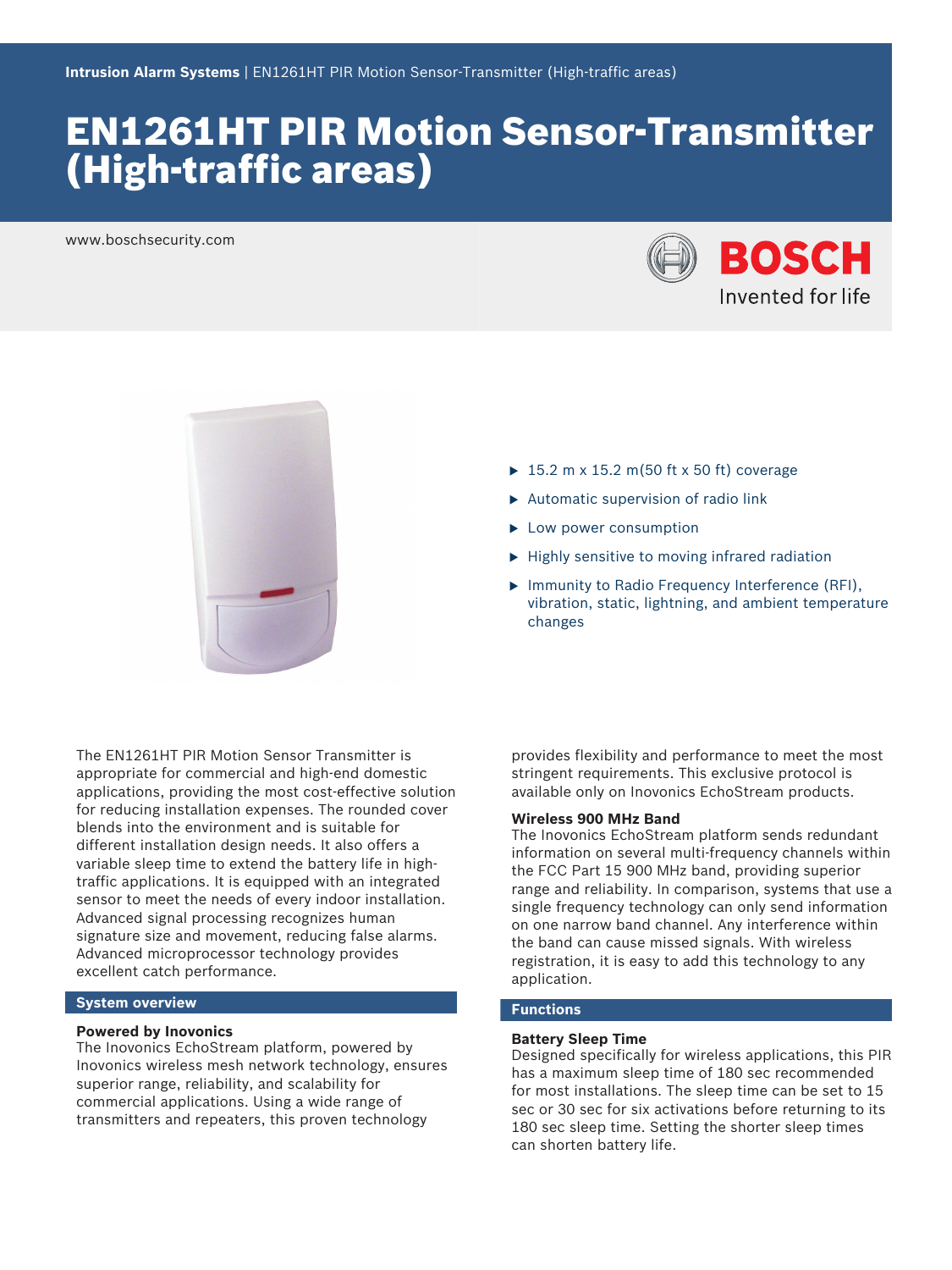Intrusion Alarm Systems | EN1261HT PIR Motion Sensor-Transmitter (High-traffic areas)

# EN1261HT PIR Motion Sensor-Transmitter (High-traffic areas)

www.boschsecurity.com

BOSCH
Invented for life

- 15.2 m x 15.2 m(50 ft x 50 ft) coverage
- Automatic supervision of radio link
- Low power consumption
- Highly sensitive to moving infrared radiation
- Immunity to Radio Frequency Interference (RFI), vibration, static, lightning, and ambient temperature changes

The EN1261HT PIR Motion Sensor Transmitter is appropriate for commercial and high-end domestic applications, providing the most cost-effective solution for reducing installation expenses. The rounded cover blends into the environment and is suitable for different installation design needs. It also offers a variable sleep time to extend the battery life in high-traffic applications. It is equipped with an integrated sensor to meet the needs of every indoor installation. Advanced signal processing recognizes human signature size and movement, reducing false alarms. Advanced microprocessor technology provides excellent catch performance.

## System overview

**Powered by Inovonics**
The Inovonics EchoStream platform, powered by Inovonics wireless mesh network technology, ensures superior range, reliability, and scalability for commercial applications. Using a wide range of transmitters and repeaters, this proven technology provides flexibility and performance to meet the most stringent requirements. This exclusive protocol is available only on Inovonics EchoStream products.

**Wireless 900 MHz Band**
The Inovonics EchoStream platform sends redundant information on several multi-frequency channels within the FCC Part 15 900 MHz band, providing superior range and reliability. In comparison, systems that use a single frequency technology can only send information on one narrow band channel. Any interference within the band can cause missed signals. With wireless registration, it is easy to add this technology to any application.

## Functions

**Battery Sleep Time**
Designed specifically for wireless applications, this PIR has a maximum sleep time of 180 sec recommended for most installations. The sleep time can be set to 15 sec or 30 sec for six activations before returning to its 180 sec sleep time. Setting the shorter sleep times can shorten battery life.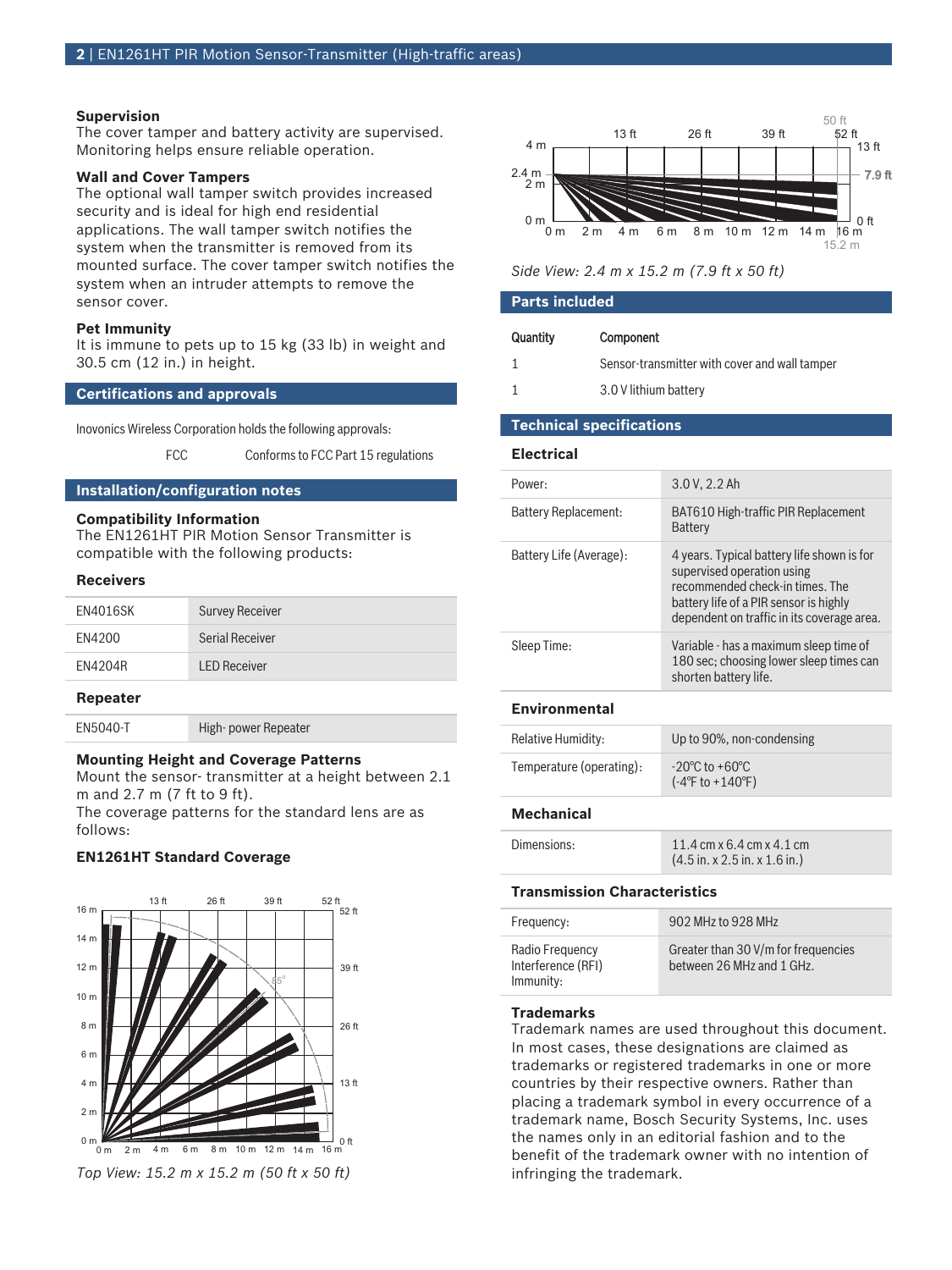### Supervision

The cover tamper and battery activity are supervised. Monitoring helps ensure reliable operation.

### Wall and Cover Tampers

The optional wall tamper switch provides increased security and is ideal for high end residential applications. The wall tamper switch notifies the system when the transmitter is removed from its mounted surface. The cover tamper switch notifies the system when an intruder attempts to remove the sensor cover.

### Pet Immunity

It is immune to pets up to 15 kg (33 lb) in weight and 30.5 cm (12 in.) in height.

## Certifications and approvals

Inovonics Wireless Corporation holds the following approvals:

| | |
|---|---|
| FCC | Conforms to FCC Part 15 regulations |

## Installation/configuration notes

### Compatibility Information

The EN1261HT PIR Motion Sensor Transmitter is compatible with the following products:

#### Receivers

| | |
|---|---|
| EN4016SK | Survey Receiver |
| EN4200 | Serial Receiver |
| EN4204R | LED Receiver |

#### Repeater

| | |
|---|---|
| EN5040-T | High- power Repeater |

### Mounting Height and Coverage Patterns

Mount the sensor- transmitter at a height between 2.1 m and 2.7 m (7 ft to 9 ft).

The coverage patterns for the standard lens are as follows:

#### EN1261HT Standard Coverage

*Top View: 15.2 m x 15.2 m (50 ft x 50 ft)*

*Side View: 2.4 m x 15.2 m (7.9 ft x 50 ft)*

## Parts included

| Quantity | Component |
|---|---|
| 1 | Sensor-transmitter with cover and wall tamper |
| 1 | 3.0 V lithium battery |

## Technical specifications

### Electrical

| | |
|---|---|
| Power: | 3.0 V, 2.2 Ah |
| Battery Replacement: | BAT610 High-traffic PIR Replacement Battery |
| Battery Life (Average): | 4 years. Typical battery life shown is for supervised operation using recommended check-in times. The battery life of a PIR sensor is highly dependent on traffic in its coverage area. |
| Sleep Time: | Variable - has a maximum sleep time of 180 sec; choosing lower sleep times can shorten battery life. |

### Environmental

| | |
|---|---|
| Relative Humidity: | Up to 90%, non-condensing |
| Temperature (operating): | -20°C to +60°C (-4°F to +140°F) |

### Mechanical

| | |
|---|---|
| Dimensions: | 11.4 cm x 6.4 cm x 4.1 cm (4.5 in. x 2.5 in. x 1.6 in.) |

### Transmission Characteristics

| | |
|---|---|
| Frequency: | 902 MHz to 928 MHz |
| Radio Frequency Interference (RFI) Immunity: | Greater than 30 V/m for frequencies between 26 MHz and 1 GHz. |

### Trademarks

Trademark names are used throughout this document. In most cases, these designations are claimed as trademarks or registered trademarks in one or more countries by their respective owners. Rather than placing a trademark symbol in every occurrence of a trademark name, Bosch Security Systems, Inc. uses the names only in an editorial fashion and to the benefit of the trademark owner with no intention of infringing the trademark.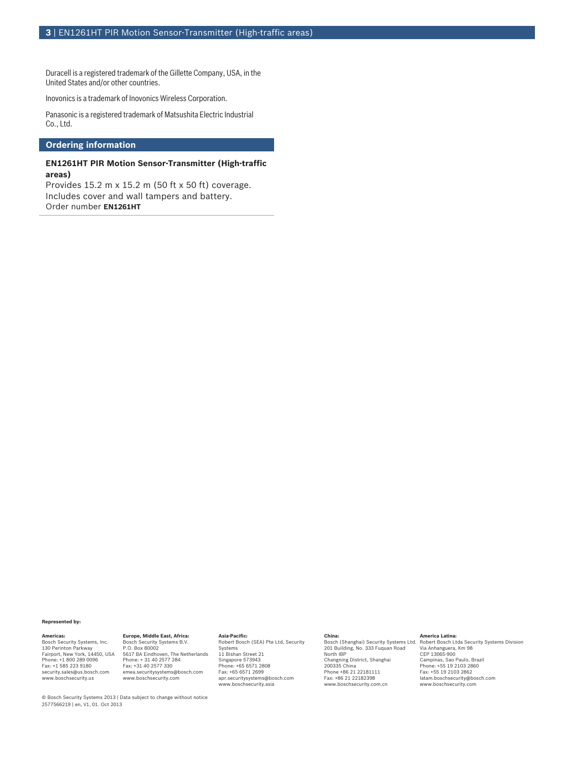Duracell is a registered trademark of the Gillette Company, USA, in the United States and/or other countries.

Inovonics is a trademark of Inovonics Wireless Corporation.

Panasonic is a registered trademark of Matsushita Electric Industrial Co., Ltd.

## Ordering information

**EN1261HT PIR Motion Sensor-Transmitter (High-traffic areas)**
Provides 15.2 m x 15.2 m (50 ft x 50 ft) coverage.
Includes cover and wall tampers and battery.
Order number **EN1261HT**

**Represented by:**

**Americas:**
Bosch Security Systems, Inc.
130 Perinton Parkway
Fairport, New York, 14450, USA
Phone: +1 800 289 0096
Fax: +1 585 223 9180
security.sales@us.bosch.com
www.boschsecurity.us

**Europe, Middle East, Africa:**
Bosch Security Systems B.V.
P.O. Box 80002
5617 BA Eindhoven, The Netherlands
Phone: + 31 40 2577 284
Fax: +31 40 2577 330
emea.securitysystems@bosch.com
www.boschsecurity.com

**Asia-Pacific:**
Robert Bosch (SEA) Pte Ltd, Security Systems
11 Bishan Street 21
Singapore 573943
Phone: +65 6571 2808
Fax: +65 6571 2699
apr.securitysystems@bosch.com
www.boschsecurity.asia

**China:**
Bosch (Shanghai) Security Systems Ltd.
201 Building, No. 333 Fuquan Road
North IBP
Changning District, Shanghai
200335 China
Phone +86 21 22181111
Fax: +86 21 22182398
www.boschsecurity.com.cn

**America Latina:**
Robert Bosch Ltda Security Systems Division
Via Anhanguera, Km 98
CEP 13065-900
Campinas, Sao Paulo, Brazil
Phone: +55 19 2103 2860
Fax: +55 19 2103 2862
latam.boschsecurity@bosch.com
www.boschsecurity.com

© Bosch Security Systems 2013 | Data subject to change without notice
2577566219 | en, V1, 01. Oct 2013